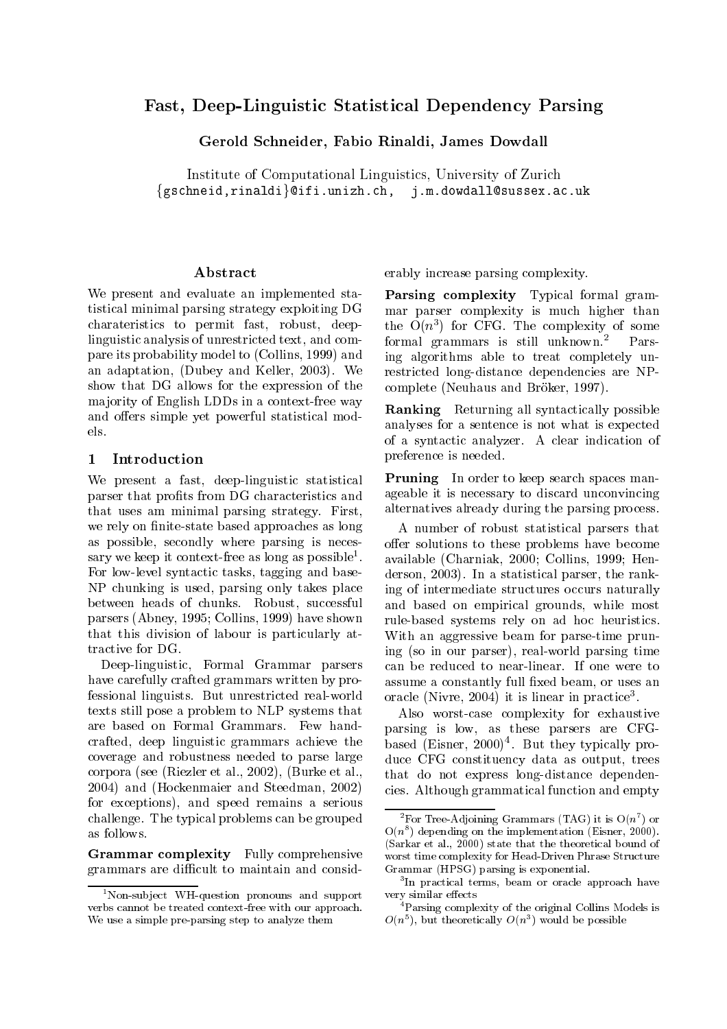# Fast, Deep-Linguistic Statistical Dependency Parsing

**Gerold Schneider, Fabio Rinaldi, James Dowdall**

Institute of Computational Linguistics, University of Zurich
{gschneid,rinaldi}@ifi.unizh.ch, j.m.dowdall@sussex.ac.uk

## Abstract

We present and evaluate an implemented statistical minimal parsing strategy exploiting DG charateristics to permit fast, robust, deep-linguistic analysis of unrestricted text, and compare its probability model to (Collins, 1999) and an adaptation, (Dubey and Keller, 2003). We show that DG allows for the expression of the majority of English LDDs in a context-free way and offers simple yet powerful statistical models.

## 1 Introduction

We present a fast, deep-linguistic statistical parser that profits from DG characteristics and that uses am minimal parsing strategy. First, we rely on finite-state based approaches as long as possible, secondly where parsing is necessary we keep it context-free as long as possible[1]. For low-level syntactic tasks, tagging and base-NP chunking is used, parsing only takes place between heads of chunks. Robust, successful parsers (Abney, 1995; Collins, 1999) have shown that this division of labour is particularly attractive for DG.

Deep-linguistic, Formal Grammar parsers have carefully crafted grammars written by professional linguists. But unrestricted real-world texts still pose a problem to NLP systems that are based on Formal Grammars. Few hand-crafted, deep linguistic grammars achieve the coverage and robustness needed to parse large corpora (see (Riezler et al., 2002), (Burke et al., 2004) and (Hockenmaier and Steedman, 2002) for exceptions), and speed remains a serious challenge. The typical problems can be grouped as follows.

**Grammar complexity** Fully comprehensive grammars are difficult to maintain and considerably increase parsing complexity.

**Parsing complexity** Typical formal grammar parser complexity is much higher than the $O(n^3)$ for CFG. The complexity of some formal grammars is still unknown.[2] Parsing algorithms able to treat completely unrestricted long-distance dependencies are NP-complete (Neuhaus and Bröker, 1997).

**Ranking** Returning all syntactically possible analyses for a sentence is not what is expected of a syntactic analyzer. A clear indication of preference is needed.

**Pruning** In order to keep search spaces manageable it is necessary to discard unconvincing alternatives already during the parsing process.

A number of robust statistical parsers that offer solutions to these problems have become available (Charniak, 2000; Collins, 1999; Henderson, 2003). In a statistical parser, the ranking of intermediate structures occurs naturally and based on empirical grounds, while most rule-based systems rely on ad hoc heuristics. With an aggressive beam for parse-time pruning (so in our parser), real-world parsing time can be reduced to near-linear. If one were to assume a constantly full fixed beam, or uses an oracle (Nivre, 2004) it is linear in practice[3].

Also worst-case complexity for exhaustive parsing is low, as these parsers are CFG-based (Eisner, 2000)[4]. But they typically produce CFG constituency data as output, trees that do not express long-distance dependencies. Although grammatical function and empty

---

[1] Non-subject WH-question pronouns and support verbs cannot be treated context-free with our approach. We use a simple pre-parsing step to analyze them

[2] For Tree-Adjoining Grammars (TAG) it is $O(n^7)$ or $O(n^8)$ depending on the implementation (Eisner, 2000). (Sarkar et al., 2000) state that the theoretical bound of worst time complexity for Head-Driven Phrase Structure Grammar (HPSG) parsing is exponential.

[3] In practical terms, beam or oracle approach have very similar effects

[4] Parsing complexity of the original Collins Models is $O(n^5)$, but theoretically $O(n^3)$ would be possible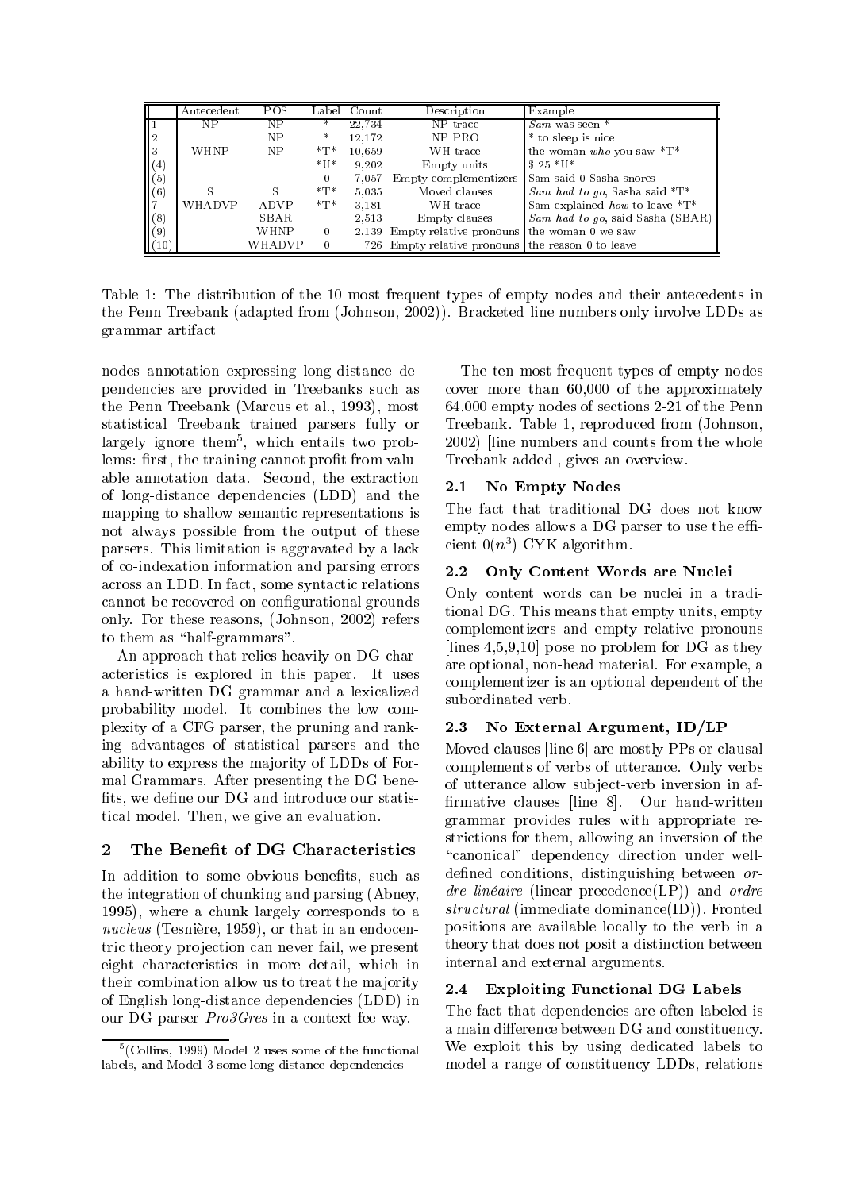| | Antecedent | POS | Label | Count | Description | Example |
|---|---|---|---|---|---|---|
| 1 | NP | NP | * | 22,734 | NP trace | *Sam* was seen * |
| 2 | | NP | * | 12,172 | NP PRO | * to sleep is nice |
| 3 | WHNP | NP | *T* | 10,659 | WH trace | the woman *who* you saw *T* |
| (4) | | | *U* | 9,202 | Empty units | $ 25 *U* |
| (5) | | | 0 | 7,057 | Empty complementizers | Sam said 0 Sasha snores |
| (6) | S | S | *T* | 5,035 | Moved clauses | *Sam had to go*, Sasha said *T* |
| 7 | WHADVP | ADVP | *T* | 3,181 | WH-trace | Sam explained *how* to leave *T* |
| (8) | | SBAR | | 2,513 | Empty clauses | *Sam had to go*, said Sasha (SBAR) |
| (9) | | WHNP | 0 | 2,139 | Empty relative pronouns | the woman 0 we saw |
| (10) | | WHADVP | 0 | 726 | Empty relative pronouns | the reason 0 to leave |

Table 1: The distribution of the 10 most frequent types of empty nodes and their antecedents in the Penn Treebank (adapted from (Johnson, 2002)). Bracketed line numbers only involve LDDs as grammar artifact

nodes annotation expressing long-distance dependencies are provided in Treebanks such as the Penn Treebank (Marcus et al., 1993), most statistical Treebank trained parsers fully or largely ignore them[5], which entails two problems: first, the training cannot profit from valuable annotation data. Second, the extraction of long-distance dependencies (LDD) and the mapping to shallow semantic representations is not always possible from the output of these parsers. This limitation is aggravated by a lack of co-indexation information and parsing errors across an LDD. In fact, some syntactic relations cannot be recovered on configurational grounds only. For these reasons, (Johnson, 2002) refers to them as "half-grammars".

An approach that relies heavily on DG characteristics is explored in this paper. It uses a hand-written DG grammar and a lexicalized probability model. It combines the low complexity of a CFG parser, the pruning and ranking advantages of statistical parsers and the ability to express the majority of LDDs of Formal Grammars. After presenting the DG benefits, we define our DG and introduce our statistical model. Then, we give an evaluation.

## 2 The Benefit of DG Characteristics

In addition to some obvious benefits, such as the integration of chunking and parsing (Abney, 1995), where a chunk largely corresponds to a *nucleus* (Tesnière, 1959), or that in an endocentric theory projection can never fail, we present eight characteristics in more detail, which in their combination allow us to treat the majority of English long-distance dependencies (LDD) in our DG parser *Pro3Gres* in a context-fee way.

[5](Collins, 1999) Model 2 uses some of the functional labels, and Model 3 some long-distance dependencies

The ten most frequent types of empty nodes cover more than 60,000 of the approximately 64,000 empty nodes of sections 2-21 of the Penn Treebank. Table 1, reproduced from (Johnson, 2002) [line numbers and counts from the whole Treebank added], gives an overview.

### 2.1 No Empty Nodes

The fact that traditional DG does not know empty nodes allows a DG parser to use the efficient $0(n^3)$ CYK algorithm.

### 2.2 Only Content Words are Nuclei

Only content words can be nuclei in a traditional DG. This means that empty units, empty complementizers and empty relative pronouns [lines 4,5,9,10] pose no problem for DG as they are optional, non-head material. For example, a complementizer is an optional dependent of the subordinated verb.

### 2.3 No External Argument, ID/LP

Moved clauses [line 6] are mostly PPs or clausal complements of verbs of utterance. Only verbs of utterance allow subject-verb inversion in affirmative clauses [line 8]. Our hand-written grammar provides rules with appropriate restrictions for them, allowing an inversion of the "canonical" dependency direction under well-defined conditions, distinguishing between *ordre linéaire* (linear precedence(LP)) and *ordre structural* (immediate dominance(ID)). Fronted positions are available locally to the verb in a theory that does not posit a distinction between internal and external arguments.

### 2.4 Exploiting Functional DG Labels

The fact that dependencies are often labeled is a main difference between DG and constituency. We exploit this by using dedicated labels to model a range of constituency LDDs, relations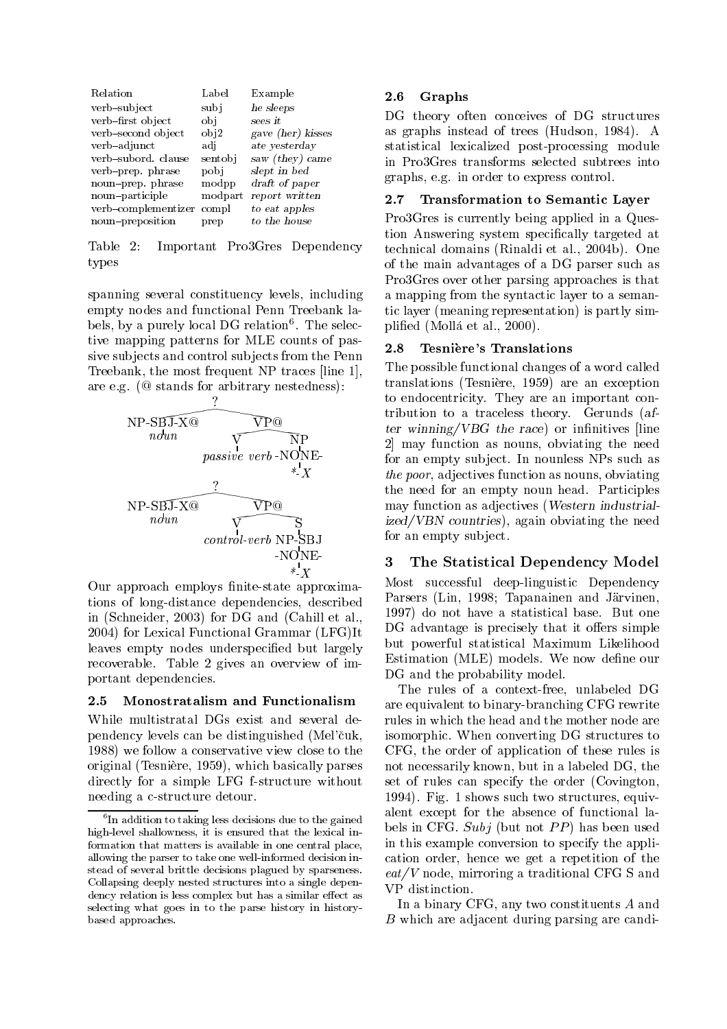| Relation | Label | Example |
|---|---|---|
| verb–subject | subj | *he sleeps* |
| verb–first object | obj | *sees it* |
| verb–second object | obj2 | *gave (her) kisses* |
| verb–adjunct | adj | *ate yesterday* |
| verb–subord. clause | sentobj | *saw (they) came* |
| verb–prep. phrase | pobj | *slept in bed* |
| noun–prep. phrase | modpp | *draft of paper* |
| noun–participle | modpart | *report written* |
| verb–complementizer | compl | *to eat apples* |
| noun–preposition | prep | *to the house* |

Table 2: Important Pro3Gres Dependency types

spanning several constituency levels, including empty nodes and functional Penn Treebank labels, by a purely local DG relation[6]. The selective mapping patterns for MLE counts of passive subjects and control subjects from the Penn Treebank, the most frequent NP traces [line 1], are e.g. (@ stands for arbitrary nestedness):

```
            ?
   _________|_________
NP-SBJ-X@           VP@
   |             ____|____
 noun           V         NP
                |         |
          passive verb  -NONE-
                          |
                         *-X

            ?
   _________|_________
NP-SBJ-X@           VP@
   |             ____|____
 noun           V         S
                |         |
          control-verb  NP-SBJ
                          |
                        -NONE-
                          |
                         *-X
```

Our approach employs finite-state approximations of long-distance dependencies, described in (Schneider, 2003) for DG and (Cahill et al., 2004) for Lexical Functional Grammar (LFG)It leaves empty nodes underspecified but largely recoverable. Table 2 gives an overview of important dependencies.

### 2.5 Monostratalism and Functionalism

While multistratal DGs exist and several dependency levels can be distinguished (Mel'čuk, 1988) we follow a conservative view close to the original (Tesnière, 1959), which basically parses directly for a simple LFG f-structure without needing a c-structure detour.

[6] In addition to taking less decisions due to the gained high-level shallowness, it is ensured that the lexical information that matters is available in one central place, allowing the parser to take one well-informed decision instead of several brittle decisions plagued by sparseness. Collapsing deeply nested structures into a single dependency relation is less complex but has a similar effect as selecting what goes in to the parse history in history-based approaches.

### 2.6 Graphs

DG theory often conceives of DG structures as graphs instead of trees (Hudson, 1984). A statistical lexicalized post-processing module in Pro3Gres transforms selected subtrees into graphs, e.g. in order to express control.

### 2.7 Transformation to Semantic Layer

Pro3Gres is currently being applied in a Question Answering system specifically targeted at technical domains (Rinaldi et al., 2004b). One of the main advantages of a DG parser such as Pro3Gres over other parsing approaches is that a mapping from the syntactic layer to a semantic layer (meaning representation) is partly simplified (Mollá et al., 2000).

### 2.8 Tesnière's Translations

The possible functional changes of a word called translations (Tesnière, 1959) are an exception to endocentricity. They are an important contribution to a traceless theory. Gerunds (*after winning/VBG the race*) or infinitives [line 2] may function as nouns, obviating the need for an empty subject. In nounless NPs such as *the poor*, adjectives function as nouns, obviating the need for an empty noun head. Participles may function as adjectives (*Western industrialized/VBN countries*), again obviating the need for an empty subject.

## 3 The Statistical Dependency Model

Most successful deep-linguistic Dependency Parsers (Lin, 1998; Tapanainen and Järvinen, 1997) do not have a statistical base. But one DG advantage is precisely that it offers simple but powerful statistical Maximum Likelihood Estimation (MLE) models. We now define our DG and the probability model.

The rules of a context-free, unlabeled DG are equivalent to binary-branching CFG rewrite rules in which the head and the mother node are isomorphic. When converting DG structures to CFG, the order of application of these rules is not necessarily known, but in a labeled DG, the set of rules can specify the order (Covington, 1994). Fig. 1 shows such two structures, equivalent except for the absence of functional labels in CFG. *Subj* (but not *PP*) has been used in this example conversion to specify the application order, hence we get a repetition of the *eat/V* node, mirroring a traditional CFG S and VP distinction.

In a binary CFG, any two constituents *A* and *B* which are adjacent during parsing are candi-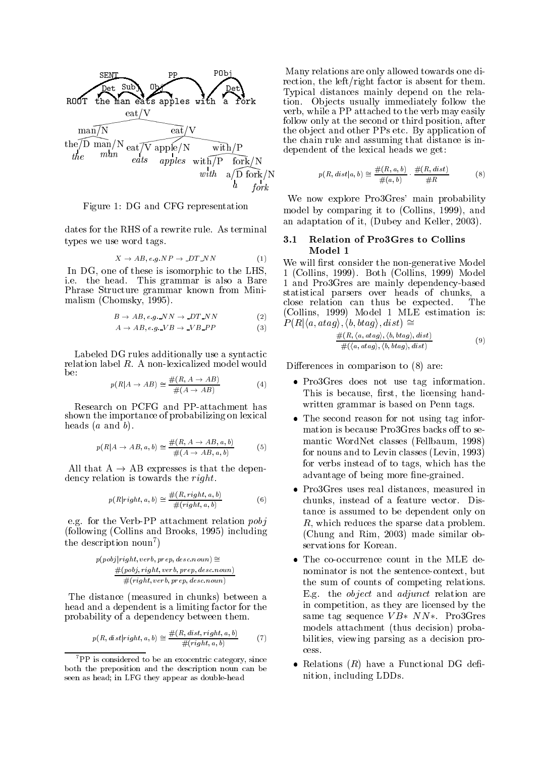Figure 1: DG and CFG representation

dates for the RHS of a rewrite rule. As terminal types we use word tags.

$$X \rightarrow AB, e.g. NP \rightarrow \_DT\_NN \quad (1)$$

In DG, one of these is isomorphic to the LHS, i.e. the head. This grammar is also a Bare Phrase Structure grammar known from Minimalism (Chomsky, 1995).

$$B \rightarrow AB, e.g.\_NN \rightarrow \_DT\_NN \quad (2)$$

$$A \rightarrow AB, e.g.\_VB \rightarrow \_VB\_PP \quad (3)$$

Labeled DG rules additionally use a syntactic relation label $R$. A non-lexicalized model would be:

$$p(R|A \rightarrow AB) \cong \frac{\#(R, A \rightarrow AB)}{\#(A \rightarrow AB)} \quad (4)$$

Research on PCFG and PP-attachment has shown the importance of probabilizing on lexical heads ($a$ and $b$).

$$p(R|A \rightarrow AB, a, b) \cong \frac{\#(R, A \rightarrow AB, a, b)}{\#(A \rightarrow AB, a, b)} \quad (5)$$

All that $A \rightarrow AB$ expresses is that the dependency relation is towards the *right*.

$$p(R|right, a, b) \cong \frac{\#(R, right, a, b)}{\#(right, a, b)} \quad (6)$$

e.g. for the Verb-PP attachment relation *pobj* (following (Collins and Brooks, 1995) including the description noun[7])

$$p(pobj|right, verb, prep, desc.noun) \cong \frac{\#(pobj, right, verb, prep, desc.noun)}{\#(right, verb, prep, desc.noun)}$$

The distance (measured in chunks) between a head and a dependent is a limiting factor for the probability of a dependency between them.

$$p(R, dist|right, a, b) \cong \frac{\#(R, dist, right, a, b)}{\#(right, a, b)} \quad (7)$$

[7] PP is considered to be an exocentric category, since both the preposition and the description noun can be seen as head; in LFG they appear as double-head

Many relations are only allowed towards one direction, the left/right factor is absent for them. Typical distances mainly depend on the relation. Objects usually immediately follow the verb, while a PP attached to the verb may easily follow only at the second or third position, after the object and other PPs etc. By application of the chain rule and assuming that distance is independent of the lexical heads we get:

$$p(R, dist|a, b) \cong \frac{\#(R, a, b)}{\#(a, b)} \cdot \frac{\#(R, dist)}{\#R} \quad (8)$$

We now explore Pro3Gres' main probability model by comparing it to (Collins, 1999), and an adaptation of it, (Dubey and Keller, 2003).

### 3.1 Relation of Pro3Gres to Collins Model 1

We will first consider the non-generative Model 1 (Collins, 1999). Both (Collins, 1999) Model 1 and Pro3Gres are mainly dependency-based statistical parsers over heads of chunks, a close relation can thus be expected. The (Collins, 1999) Model 1 MLE estimation is: $P(R|\langle a, atag\rangle, \langle b, btag\rangle, dist) \cong$

$$\frac{\#(R, \langle a, atag\rangle, \langle b, btag\rangle, dist)}{\#(\langle a, atag\rangle, \langle b, btag\rangle, dist)} \quad (9)$$

Differences in comparison to (8) are:

- Pro3Gres does not use tag information. This is because, first, the licensing hand-written grammar is based on Penn tags.
- The second reason for not using tag information is because Pro3Gres backs off to semantic WordNet classes (Fellbaum, 1998) for nouns and to Levin classes (Levin, 1993) for verbs instead of to tags, which has the advantage of being more fine-grained.
- Pro3Gres uses real distances, measured in chunks, instead of a feature vector. Distance is assumed to be dependent only on $R$, which reduces the sparse data problem. (Chung and Rim, 2003) made similar observations for Korean.
- The co-occurrence count in the MLE denominator is not the sentence-context, but the sum of counts of competing relations. E.g. the *object* and *adjunct* relation are in competition, as they are licensed by the same tag sequence $VB* \ NN*$. Pro3Gres models attachment (thus decision) probabilities, viewing parsing as a decision process.
- Relations ($R$) have a Functional DG definition, including LDDs.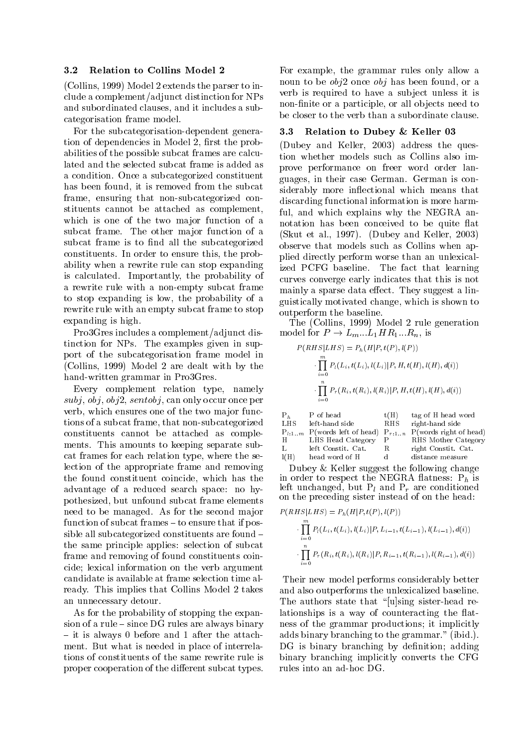### 3.2 Relation to Collins Model 2

(Collins, 1999) Model 2 extends the parser to include a complement/adjunct distinction for NPs and subordinated clauses, and it includes a subcategorisation frame model.

For the subcategorisation-dependent generation of dependencies in Model 2, first the probabilities of the possible subcat frames are calculated and the selected subcat frame is added as a condition. Once a subcategorized constituent has been found, it is removed from the subcat frame, ensuring that non-subcategorized constituents cannot be attached as complement, which is one of the two major function of a subcat frame. The other major function of a subcat frame is to find all the subcategorized constituents. In order to ensure this, the probability when a rewrite rule can stop expanding is calculated. Importantly, the probability of a rewrite rule with a non-empty subcat frame to stop expanding is low, the probability of a rewrite rule with an empty subcat frame to stop expanding is high.

Pro3Gres includes a complement/adjunct distinction for NPs. The examples given in support of the subcategorisation frame model in (Collins, 1999) Model 2 are dealt with by the hand-written grammar in Pro3Gres.

Every complement relation type, namely *subj*, *obj*, *obj*2, *sentobj*, can only occur once per verb, which ensures one of the two major functions of a subcat frame, that non-subcategorized constituents cannot be attached as complements. This amounts to keeping separate subcat frames for each relation type, where the selection of the appropriate frame and removing the found constituent coincide, which has the advantage of a reduced search space: no hypothesized, but unfound subcat frame elements need to be managed. As for the second major function of subcat frames – to ensure that if possible all subcategorized constituents are found – the same principle applies: selection of subcat frame and removing of found constituents coincide; lexical information on the verb argument candidate is available at frame selection time already. This implies that Collins Model 2 takes an unnecessary detour.

As for the probability of stopping the expansion of a rule – since DG rules are always binary – it is always 0 before and 1 after the attachment. But what is needed in place of interrelations of constituents of the same rewrite rule is proper cooperation of the different subcat types. For example, the grammar rules only allow a noun to be *obj*2 once *obj* has been found, or a verb is required to have a subject unless it is non-finite or a participle, or all objects need to be closer to the verb than a subordinate clause.

### 3.3 Relation to Dubey & Keller 03

(Dubey and Keller, 2003) address the question whether models such as Collins also improve performance on freer word order languages, in their case German. German is considerably more inflectional which means that discarding functional information is more harmful, and which explains why the NEGRA annotation has been conceived to be quite flat (Skut et al., 1997). (Dubey and Keller, 2003) observe that models such as Collins when applied directly perform worse than an unlexicalized PCFG baseline. The fact that learning curves converge early indicates that this is not mainly a sparse data effect. They suggest a linguistically motivated change, which is shown to outperform the baseline.

The (Collins, 1999) Model 2 rule generation model for $P \rightarrow L_m ... L_1 H R_1 ... R_n$, is

$$P(RHS|LHS) = P_h(H|P, t(P), l(P)) \cdot \prod_{i=0}^{m} P_l(L_i, t(L_i), l(L_i)|P, H, t(H), l(H), d(i)) \cdot \prod_{i=0}^{n} P_r(R_i, t(R_i), l(R_i)|P, H, t(H), l(H), d(i))$$

| | | | |
|---|---|---|---|
| $P_h$ | P of head | t(H) | tag of H head word |
| LHS | left-hand side | RHS | right-hand side |
| $P_{l:1..m}$ | P(words left of head) | $P_{r:1..n}$ | P(words right of head) |
| H | LHS Head Category | P | RHS Mother Category |
| L | left Constit. Cat. | R | right Constit. Cat. |
| l(H) | head word of H | d | distance measure |

Dubey & Keller suggest the following change in order to respect the NEGRA flatness: $P_h$ is left unchanged, but $P_l$ and $P_r$ are conditioned on the preceding sister instead of on the head:

$$P(RHS|LHS) = P_h(H|P, t(P), l(P)) \cdot \prod_{i=0}^{m} P_l(L_i, t(L_i), l(L_i)|P, L_{i-1}, t(L_{i-1}), l(L_{i-1}), d(i)) \cdot \prod_{i=0}^{n} P_r(R_i, t(R_i), l(R_i)|P, R_{i-1}, t(R_{i-1}), l(R_{i-1}), d(i))$$

Their new model performs considerably better and also outperforms the unlexicalized baseline. The authors state that "[u]sing sister-head relationships is a way of counteracting the flatness of the grammar productions; it implicitly adds binary branching to the grammar." (ibid.). DG is binary branching by definition; adding binary branching implicitly converts the CFG rules into an ad-hoc DG.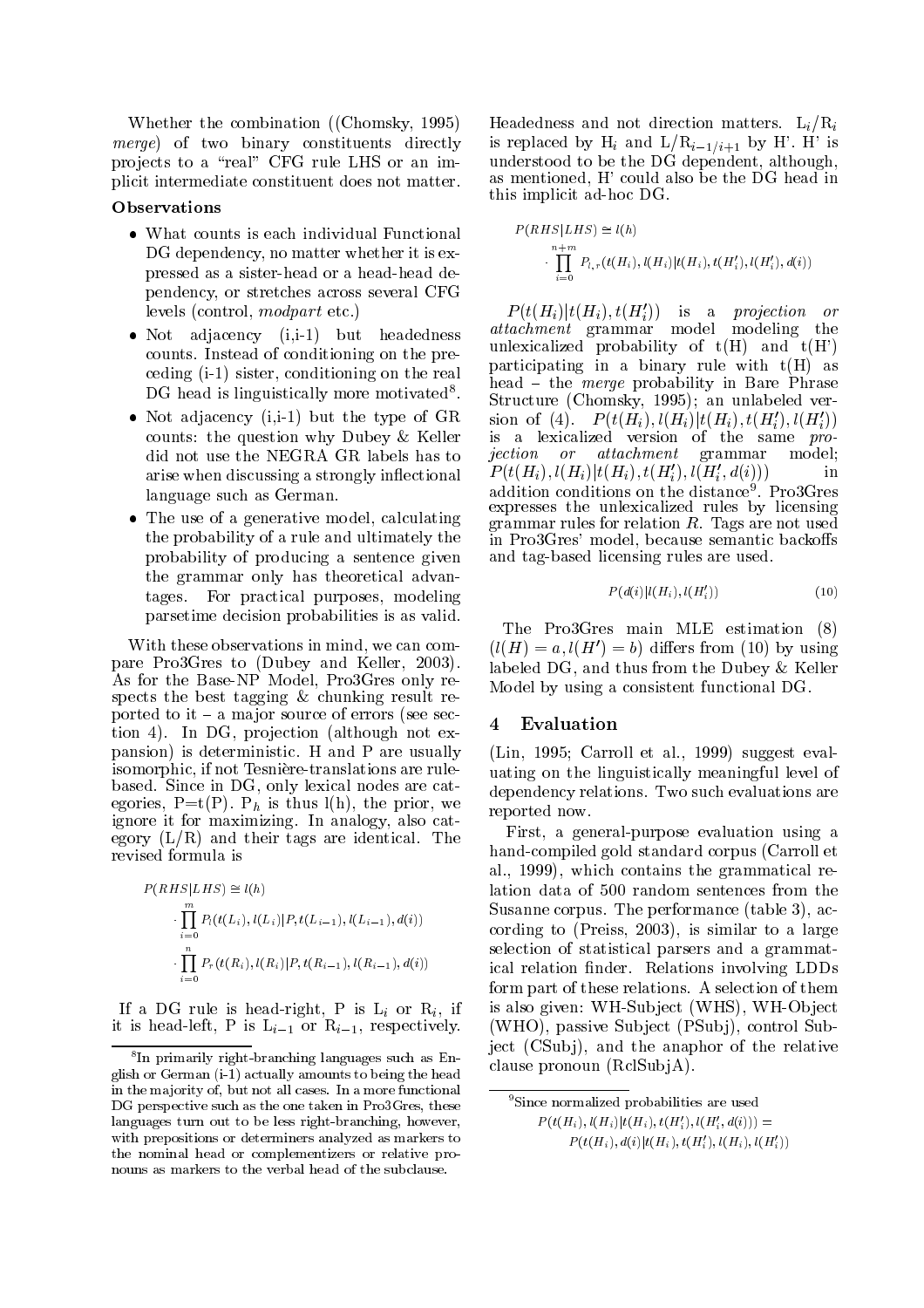Whether the combination ((Chomsky, 1995) *merge*) of two binary constituents directly projects to a "real" CFG rule LHS or an implicit intermediate constituent does not matter.

**Observations**

- What counts is each individual Functional DG dependency, no matter whether it is expressed as a sister-head or a head-head dependency, or stretches across several CFG levels (control, *modpart* etc.)
- Not adjacency (i,i-1) but headedness counts. Instead of conditioning on the preceding (i-1) sister, conditioning on the real DG head is linguistically more motivated[8].
- Not adjacency (i,i-1) but the type of GR counts: the question why Dubey & Keller did not use the NEGRA GR labels has to arise when discussing a strongly inflectional language such as German.
- The use of a generative model, calculating the probability of a rule and ultimately the probability of producing a sentence given the grammar only has theoretical advantages. For practical purposes, modeling parsetime decision probabilities is as valid.

With these observations in mind, we can compare Pro3Gres to (Dubey and Keller, 2003). As for the Base-NP Model, Pro3Gres only respects the best tagging & chunking result reported to it – a major source of errors (see section 4). In DG, projection (although not expansion) is deterministic. H and P are usually isomorphic, if not Tesnière-translations are rule-based. Since in DG, only lexical nodes are categories, P=t(P). $P_h$ is thus l(h), the prior, we ignore it for maximizing. In analogy, also category (L/R) and their tags are identical. The revised formula is

$$P(RHS|LHS) \cong l(h) \cdot \prod_{i=0}^{m} P_l(t(L_i), l(L_i)|P, t(L_{i-1}), l(L_{i-1}), d(i)) \cdot \prod_{i=0}^{n} P_r(t(R_i), l(R_i)|P, t(R_{i-1}), l(R_{i-1}), d(i))$$

If a DG rule is head-right, P is $L_i$ or $R_i$, if it is head-left, P is $L_{i-1}$ or $R_{i-1}$, respectively. Headedness and not direction matters. $L_i/R_i$ is replaced by $H_i$ and $L/R_{i-1/i+1}$ by H'. H' is understood to be the DG dependent, although, as mentioned, H' could also be the DG head in this implicit ad-hoc DG.

$$P(RHS|LHS) \cong l(h) \cdot \prod_{i=0}^{n+m} P_{l,r}(t(H_i), l(H_i)|t(H_i), t(H'_i), l(H'_i), d(i))$$

$P(t(H_i)|t(H_i), t(H'_i))$ is a *projection or attachment* grammar model modeling the unlexicalized probability of t(H) and t(H') participating in a binary rule with t(H) as head – the *merge* probability in Bare Phrase Structure (Chomsky, 1995); an unlabeled version of (4). $P(t(H_i), l(H_i)|t(H_i), t(H'_i), l(H'_i))$ is a lexicalized version of the same *projection or attachment* grammar model; $P(t(H_i), l(H_i)|t(H_i), t(H'_i), l(H'_i, d(i)))$ in addition conditions on the distance[9]. Pro3Gres expresses the unlexicalized rules by licensing grammar rules for relation *R*. Tags are not used in Pro3Gres' model, because semantic backoffs and tag-based licensing rules are used.

$$P(d(i)|l(H_i), l(H'_i)) \quad (10)$$

The Pro3Gres main MLE estimation (8) $(l(H) = a, l(H') = b)$ differs from (10) by using labeled DG, and thus from the Dubey & Keller Model by using a consistent functional DG.

## 4 Evaluation

(Lin, 1995; Carroll et al., 1999) suggest evaluating on the linguistically meaningful level of dependency relations. Two such evaluations are reported now.

First, a general-purpose evaluation using a hand-compiled gold standard corpus (Carroll et al., 1999), which contains the grammatical relation data of 500 random sentences from the Susanne corpus. The performance (table 3), according to (Preiss, 2003), is similar to a large selection of statistical parsers and a grammatical relation finder. Relations involving LDDs form part of these relations. A selection of them is also given: WH-Subject (WHS), WH-Object (WHO), passive Subject (PSubj), control Subject (CSubj), and the anaphor of the relative clause pronoun (RclSubjA).

---

[8] In primarily right-branching languages such as English or German (i-1) actually amounts to being the head in the majority of, but not all cases. In a more functional DG perspective such as the one taken in Pro3Gres, these languages turn out to be less right-branching, however, with prepositions or determiners analyzed as markers to the nominal head or complementizers or relative pronouns as markers to the verbal head of the subclause.

[9] Since normalized probabilities are used
$P(t(H_i), l(H_i)|t(H_i), t(H'_i), l(H'_i, d(i))) = P(t(H_i), d(i)|t(H_i), t(H'_i), l(H_i), l(H'_i))$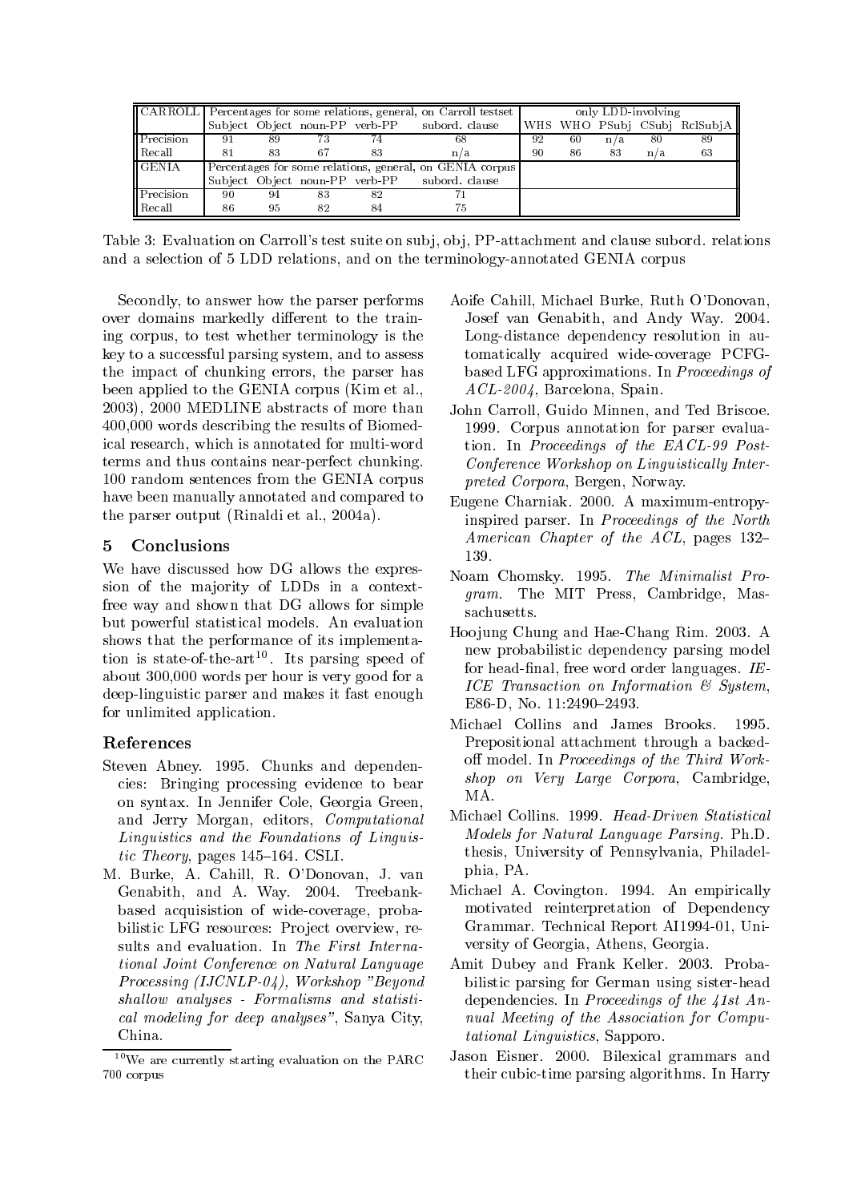| CARROLL | Percentages for some relations, general, on Carroll testset | | | | | only LDD-involving | | | | |
|---|---|---|---|---|---|---|---|---|---|---|
| | Subject | Object | noun-PP | verb-PP | subord. clause | WHS | WHO | PSubj | CSubj | RclSubjA |
| Precision | 91 | 89 | 73 | 74 | 68 | 92 | 60 | n/a | 80 | 89 |
| Recall | 81 | 83 | 67 | 83 | n/a | 90 | 86 | 83 | n/a | 63 |
| GENIA | Percentages for some relations, general, on GENIA corpus | | | | | | | | | |
| | Subject | Object | noun-PP | verb-PP | subord. clause | | | | | |
| Precision | 90 | 94 | 83 | 82 | 71 | | | | | |
| Recall | 86 | 95 | 82 | 84 | 75 | | | | | |

Table 3: Evaluation on Carroll's test suite on subj, obj, PP-attachment and clause subord. relations and a selection of 5 LDD relations, and on the terminology-annotated GENIA corpus

Secondly, to answer how the parser performs over domains markedly different to the training corpus, to test whether terminology is the key to a successful parsing system, and to assess the impact of chunking errors, the parser has been applied to the GENIA corpus (Kim et al., 2003), 2000 MEDLINE abstracts of more than 400,000 words describing the results of Biomedical research, which is annotated for multi-word terms and thus contains near-perfect chunking. 100 random sentences from the GENIA corpus have been manually annotated and compared to the parser output (Rinaldi et al., 2004a).

## 5 Conclusions

We have discussed how DG allows the expression of the majority of LDDs in a context-free way and shown that DG allows for simple but powerful statistical models. An evaluation shows that the performance of its implementation is state-of-the-art[10]. Its parsing speed of about 300,000 words per hour is very good for a deep-linguistic parser and makes it fast enough for unlimited application.

## References

Steven Abney. 1995. Chunks and dependencies: Bringing processing evidence to bear on syntax. In Jennifer Cole, Georgia Green, and Jerry Morgan, editors, *Computational Linguistics and the Foundations of Linguistic Theory*, pages 145–164. CSLI.

M. Burke, A. Cahill, R. O'Donovan, J. van Genabith, and A. Way. 2004. Treebank-based acquisistion of wide-coverage, probabilistic LFG resources: Project overview, results and evaluation. In *The First International Joint Conference on Natural Language Processing (IJCNLP-04), Workshop "Beyond shallow analyses - Formalisms and statistical modeling for deep analyses"*, Sanya City, China.

Aoife Cahill, Michael Burke, Ruth O'Donovan, Josef van Genabith, and Andy Way. 2004. Long-distance dependency resolution in automatically acquired wide-coverage PCFG-based LFG approximations. In *Proceedings of ACL-2004*, Barcelona, Spain.

John Carroll, Guido Minnen, and Ted Briscoe. 1999. Corpus annotation for parser evaluation. In *Proceedings of the EACL-99 Post-Conference Workshop on Linguistically Interpreted Corpora*, Bergen, Norway.

Eugene Charniak. 2000. A maximum-entropy-inspired parser. In *Proceedings of the North American Chapter of the ACL*, pages 132–139.

Noam Chomsky. 1995. *The Minimalist Program*. The MIT Press, Cambridge, Massachusetts.

Hoojung Chung and Hae-Chang Rim. 2003. A new probabilistic dependency parsing model for head-final, free word order languages. *IEICE Transaction on Information & System*, E86-D, No. 11:2490–2493.

Michael Collins and James Brooks. 1995. Prepositional attachment through a backed-off model. In *Proceedings of the Third Workshop on Very Large Corpora*, Cambridge, MA.

Michael Collins. 1999. *Head-Driven Statistical Models for Natural Language Parsing*. Ph.D. thesis, University of Pennsylvania, Philadelphia, PA.

Michael A. Covington. 1994. An empirically motivated reinterpretation of Dependency Grammar. Technical Report AI1994-01, University of Georgia, Athens, Georgia.

Amit Dubey and Frank Keller. 2003. Probabilistic parsing for German using sister-head dependencies. In *Proceedings of the 41st Annual Meeting of the Association for Computational Linguistics*, Sapporo.

Jason Eisner. 2000. Bilexical grammars and their cubic-time parsing algorithms. In Harry

[10] We are currently starting evaluation on the PARC 700 corpus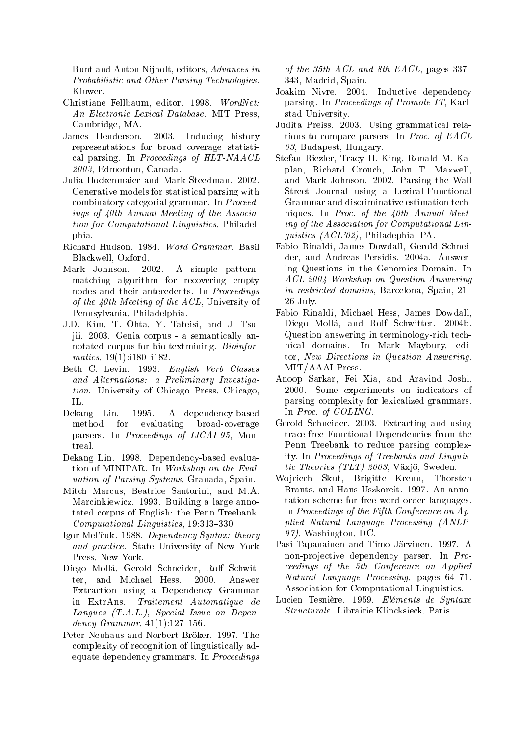Bunt and Anton Nijholt, editors, *Advances in Probabilistic and Other Parsing Technologies*. Kluwer.

Christiane Fellbaum, editor. 1998. *WordNet: An Electronic Lexical Database*. MIT Press, Cambridge, MA.

James Henderson. 2003. Inducing history representations for broad coverage statistical parsing. In *Proceedings of HLT-NAACL 2003*, Edmonton, Canada.

Julia Hockenmaier and Mark Steedman. 2002. Generative models for statistical parsing with combinatory categorial grammar. In *Proceedings of 40th Annual Meeting of the Association for Computational Linguistics*, Philadelphia.

Richard Hudson. 1984. *Word Grammar*. Basil Blackwell, Oxford.

Mark Johnson. 2002. A simple pattern-matching algorithm for recovering empty nodes and their antecedents. In *Proceedings of the 40th Meeting of the ACL*, University of Pennsylvania, Philadelphia.

J.D. Kim, T. Ohta, Y. Tateisi, and J. Tsujii. 2003. Genia corpus - a semantically annotated corpus for bio-textmining. *Bioinformatics*, 19(1):i180–i182.

Beth C. Levin. 1993. *English Verb Classes and Alternations: a Preliminary Investigation*. University of Chicago Press, Chicago, IL.

Dekang Lin. 1995. A dependency-based method for evaluating broad-coverage parsers. In *Proceedings of IJCAI-95*, Montreal.

Dekang Lin. 1998. Dependency-based evaluation of MINIPAR. In *Workshop on the Evaluation of Parsing Systems*, Granada, Spain.

Mitch Marcus, Beatrice Santorini, and M.A. Marcinkiewicz. 1993. Building a large annotated corpus of English: the Penn Treebank. *Computational Linguistics*, 19:313–330.

Igor Mel'čuk. 1988. *Dependency Syntax: theory and practice*. State University of New York Press, New York.

Diego Mollá, Gerold Schneider, Rolf Schwitter, and Michael Hess. 2000. Answer Extraction using a Dependency Grammar in ExtrAns. *Traitement Automatique de Langues (T.A.L.), Special Issue on Dependency Grammar*, 41(1):127–156.

Peter Neuhaus and Norbert Bröker. 1997. The complexity of recognition of linguistically adequate dependency grammars. In *Proceedings of the 35th ACL and 8th EACL*, pages 337–343, Madrid, Spain.

Joakim Nivre. 2004. Inductive dependency parsing. In *Proceedings of Promote IT*, Karlstad University.

Judita Preiss. 2003. Using grammatical relations to compare parsers. In *Proc. of EACL 03*, Budapest, Hungary.

Stefan Riezler, Tracy H. King, Ronald M. Kaplan, Richard Crouch, John T. Maxwell, and Mark Johnson. 2002. Parsing the Wall Street Journal using a Lexical-Functional Grammar and discriminative estimation techniques. In *Proc. of the 40th Annual Meeting of the Association for Computational Linguistics (ACL'02)*, Philadephia, PA.

Fabio Rinaldi, James Dowdall, Gerold Schneider, and Andreas Persidis. 2004a. Answering Questions in the Genomics Domain. In *ACL 2004 Workshop on Question Answering in restricted domains*, Barcelona, Spain, 21–26 July.

Fabio Rinaldi, Michael Hess, James Dowdall, Diego Mollá, and Rolf Schwitter. 2004b. Question answering in terminology-rich technical domains. In Mark Maybury, editor, *New Directions in Question Answering*. MIT/AAAI Press.

Anoop Sarkar, Fei Xia, and Aravind Joshi. 2000. Some experiments on indicators of parsing complexity for lexicalized grammars. In *Proc. of COLING*.

Gerold Schneider. 2003. Extracting and using trace-free Functional Dependencies from the Penn Treebank to reduce parsing complexity. In *Proceedings of Treebanks and Linguistic Theories (TLT) 2003*, Växjö, Sweden.

Wojciech Skut, Brigitte Krenn, Thorsten Brants, and Hans Uszkoreit. 1997. An annotation scheme for free word order languages. In *Proceedings of the Fifth Conference on Applied Natural Language Processing (ANLP-97)*, Washington, DC.

Pasi Tapanainen and Timo Järvinen. 1997. A non-projective dependency parser. In *Proceedings of the 5th Conference on Applied Natural Language Processing*, pages 64–71. Association for Computational Linguistics.

Lucien Tesnière. 1959. *Eléments de Syntaxe Structurale*. Librairie Klincksieck, Paris.